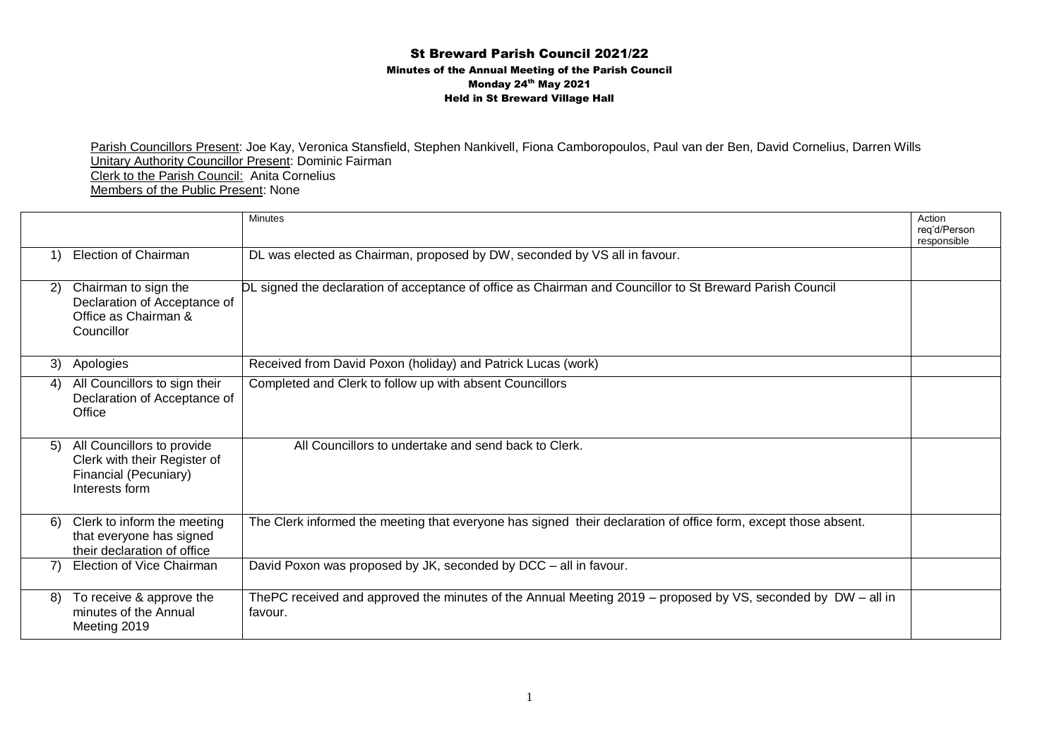# St Breward Parish Council 2021/22

### Minutes of the Annual Meeting of the Parish Council

### Monday 24th May 2021

### Held in St Breward Village Hall

Parish Councillors Present: Joe Kay, Veronica Stansfield, Stephen Nankivell, Fiona Camboropoulos, Paul van der Ben, David Cornelius, Darren Wills
Unitary Authority Councillor Present: Dominic Fairman
Clerk to the Parish Council: Anita Cornelius
Members of the Public Present: None

| | Minutes | Action req'd/Person responsible |
|---|---|---|
| 1) Election of Chairman | DL was elected as Chairman, proposed by DW, seconded by VS all in favour. | |
| 2) Chairman to sign the Declaration of Acceptance of Office as Chairman & Councillor | DL signed the declaration of acceptance of office as Chairman and Councillor to St Breward Parish Council | |
| 3) Apologies | Received from David Poxon (holiday) and Patrick Lucas (work) | |
| 4) All Councillors to sign their Declaration of Acceptance of Office | Completed and Clerk to follow up with absent Councillors | |
| 5) All Councillors to provide Clerk with their Register of Financial (Pecuniary) Interests form | All Councillors to undertake and send back to Clerk. | |
| 6) Clerk to inform the meeting that everyone has signed their declaration of office | The Clerk informed the meeting that everyone has signed their declaration of office form, except those absent. | |
| 7) Election of Vice Chairman | David Poxon was proposed by JK, seconded by DCC – all in favour. | |
| 8) To receive & approve the minutes of the Annual Meeting 2019 | ThePC received and approved the minutes of the Annual Meeting 2019 – proposed by VS, seconded by DW – all in favour. | |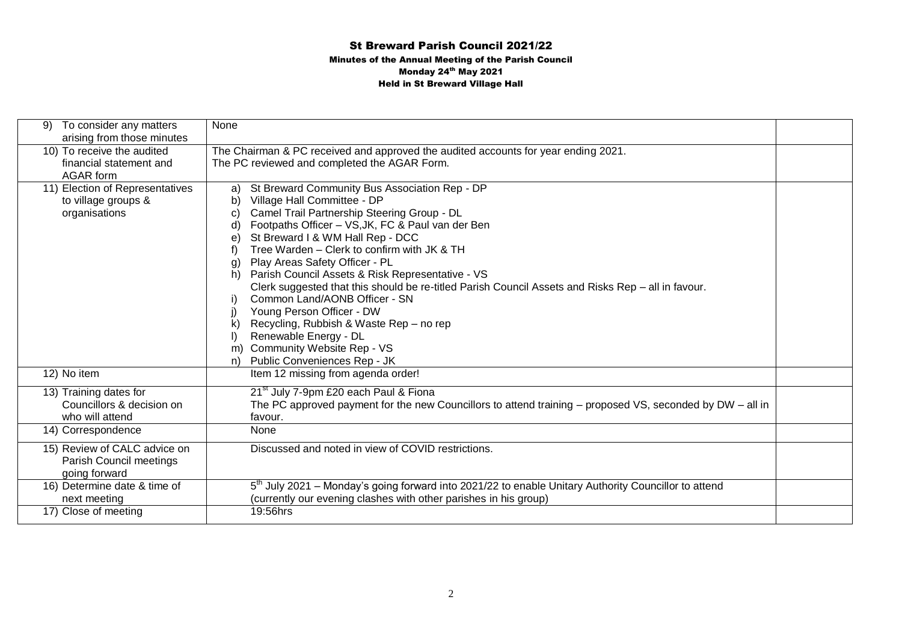# St Breward Parish Council 2021/22

**Minutes of the Annual Meeting of the Parish Council**

**Monday 24th May 2021**

**Held in St Breward Village Hall**

| | | |
|---|---|---|
| 9) To consider any matters arising from those minutes | None | |
| 10) To receive the audited financial statement and AGAR form | The Chairman & PC received and approved the audited accounts for year ending 2021.<br>The PC reviewed and completed the AGAR Form. | |
| 11) Election of Representatives to village groups & organisations | a) St Breward Community Bus Association Rep - DP<br>b) Village Hall Committee - DP<br>c) Camel Trail Partnership Steering Group - DL<br>d) Footpaths Officer – VS,JK, FC & Paul van der Ben<br>e) St Breward I & WM Hall Rep - DCC<br>f) Tree Warden – Clerk to confirm with JK & TH<br>g) Play Areas Safety Officer - PL<br>h) Parish Council Assets & Risk Representative - VS<br>Clerk suggested that this should be re-titled Parish Council Assets and Risks Rep – all in favour.<br>i) Common Land/AONB Officer - SN<br>j) Young Person Officer - DW<br>k) Recycling, Rubbish & Waste Rep – no rep<br>l) Renewable Energy - DL<br>m) Community Website Rep - VS<br>n) Public Conveniences Rep - JK | |
| 12) No item | Item 12 missing from agenda order! | |
| 13) Training dates for Councillors & decision on who will attend | 21st July 7-9pm £20 each Paul & Fiona<br>The PC approved payment for the new Councillors to attend training – proposed VS, seconded by DW – all in favour. | |
| 14) Correspondence | None | |
| 15) Review of CALC advice on Parish Council meetings going forward | Discussed and noted in view of COVID restrictions. | |
| 16) Determine date & time of next meeting | 5th July 2021 – Monday's going forward into 2021/22 to enable Unitary Authority Councillor to attend (currently our evening clashes with other parishes in his group) | |
| 17) Close of meeting | 19:56hrs | |